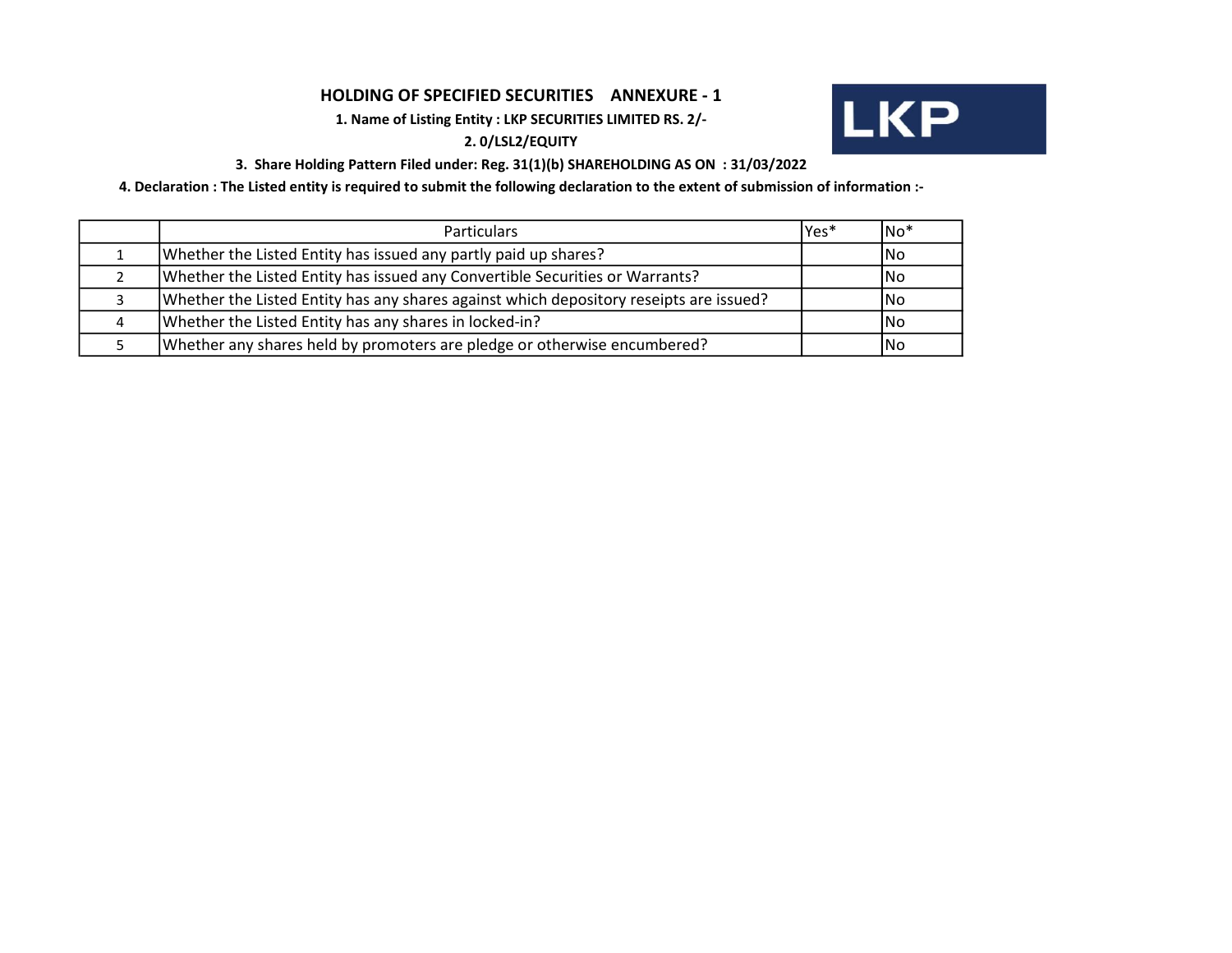# HOLDING OF SPECIFIED SECURITIES ANNEXURE - 1

**1. Name of Listing Entity : LKP SECURITIES LIMITED RS. 2/-**

**2. 0/LSL2/EQUITY**

**3. Share Holding Pattern Filed under: Reg. 31(1)(b) SHAREHOLDING AS ON : 31/03/2022**

**4. Declaration : The Listed entity is required to submit the following declaration to the extent of submission of information :-**

| | Particulars | Yes* | No* |
|---|---|---|---|
| 1 | Whether the Listed Entity has issued any partly paid up shares? | | No |
| 2 | Whether the Listed Entity has issued any Convertible Securities or Warrants? | | No |
| 3 | Whether the Listed Entity has any shares against which depository reseipts are issued? | | No |
| 4 | Whether the Listed Entity has any shares in locked-in? | | No |
| 5 | Whether any shares held by promoters are pledge or otherwise encumbered? | | No |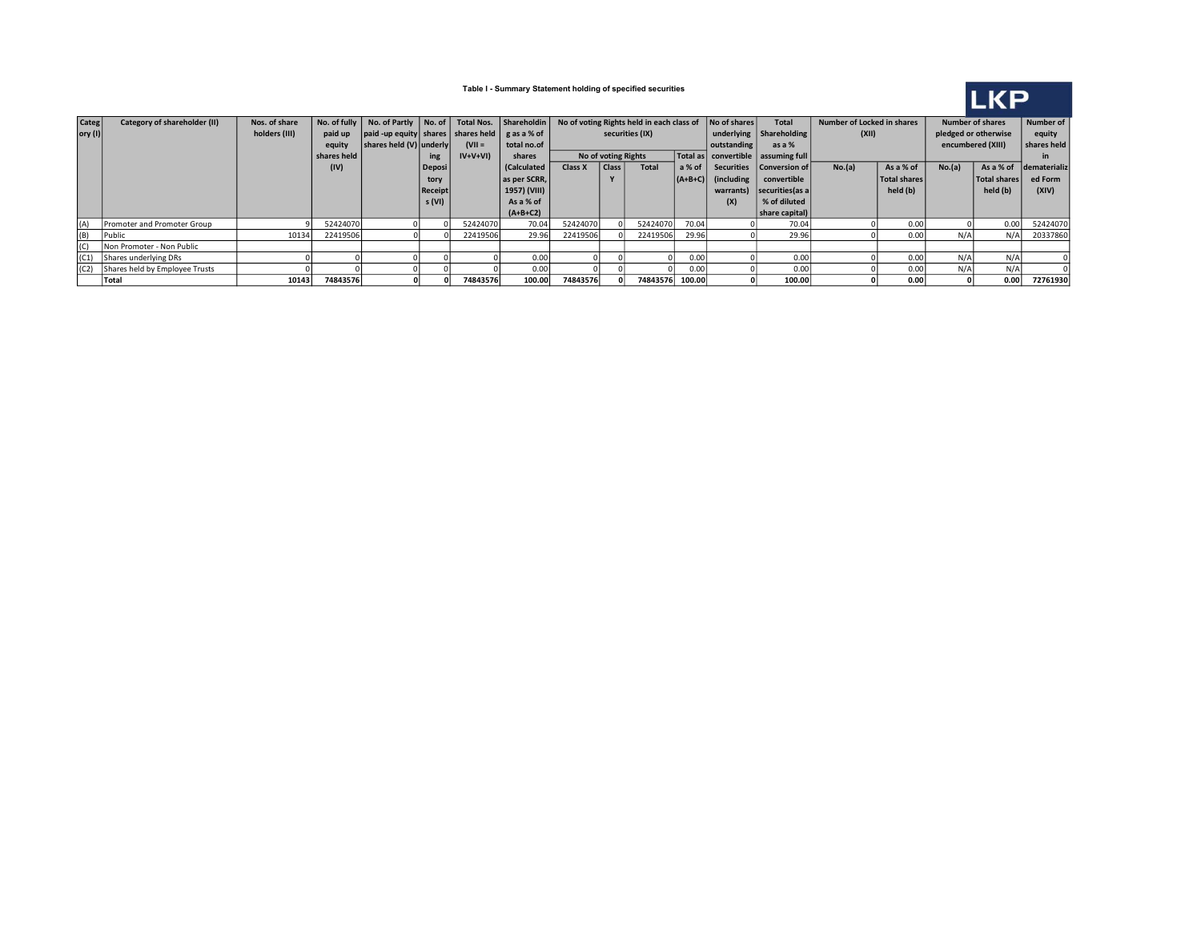**Table I - Summary Statement holding of specified securities**

LKP

| Category (I) | Category of shareholder (II) | Nos. of share holders (III) | No. of fully paid up equity shares held (IV) | No. of Partly paid -up equity shares held (V) | No. of shares underlying Depository Receipts (VI) | Total Nos. shares held (VII = IV+V+VI) | Shareholding as a % of total no.of shares (Calculated as per SCRR, 1957) (VIII) As a % of (A+B+C2) | No of voting Rights held in each class of securities (IX) | | | | No of shares underlying outstanding convertible Securities (including warrants) (X) | Total Shareholding as a % assuming full Conversion of convertible securities(as a % of diluted share capital) | Number of Locked in shares (XII) | | Number of shares pledged or otherwise encumbered (XIII) | | Number of equity shares held in dematerialized Form (XIV) |
|---|---|---|---|---|---|---|---|---|---|---|---|---|---|---|---|---|---|---|
| | | | | | | | | No of voting Rights | | | Total as a % of (A+B+C) | | | No.(a) | As a % of Total shares held (b) | No.(a) | As a % of Total shares held (b) | |
| | | | | | | | | Class X | Class Y | Total | | | | | | | | |
| (A) | Promoter and Promoter Group | 9 | 52424070 | 0 | 0 | 52424070 | 70.04 | 52424070 | 0 | 52424070 | 70.04 | 0 | 70.04 | 0 | 0.00 | 0 | 0.00 | 52424070 |
| (B) | Public | 10134 | 22419506 | 0 | 0 | 22419506 | 29.96 | 22419506 | 0 | 22419506 | 29.96 | 0 | 29.96 | 0 | 0.00 | N/A | N/A | 20337860 |
| (C) | Non Promoter - Non Public | | | | | | | | | | | | | | | | | |
| (C1) | Shares underlying DRs | 0 | 0 | 0 | 0 | 0 | 0.00 | 0 | 0 | 0 | 0.00 | 0 | 0.00 | 0 | 0.00 | N/A | N/A | 0 |
| (C2) | Shares held by Employee Trusts | 0 | 0 | 0 | 0 | 0 | 0.00 | 0 | 0 | 0 | 0.00 | 0 | 0.00 | 0 | 0.00 | N/A | N/A | 0 |
| | **Total** | **10143** | **74843576** | **0** | **0** | **74843576** | **100.00** | **74843576** | **0** | **74843576** | **100.00** | **0** | **100.00** | **0** | **0.00** | **0** | **0.00** | **72761930** |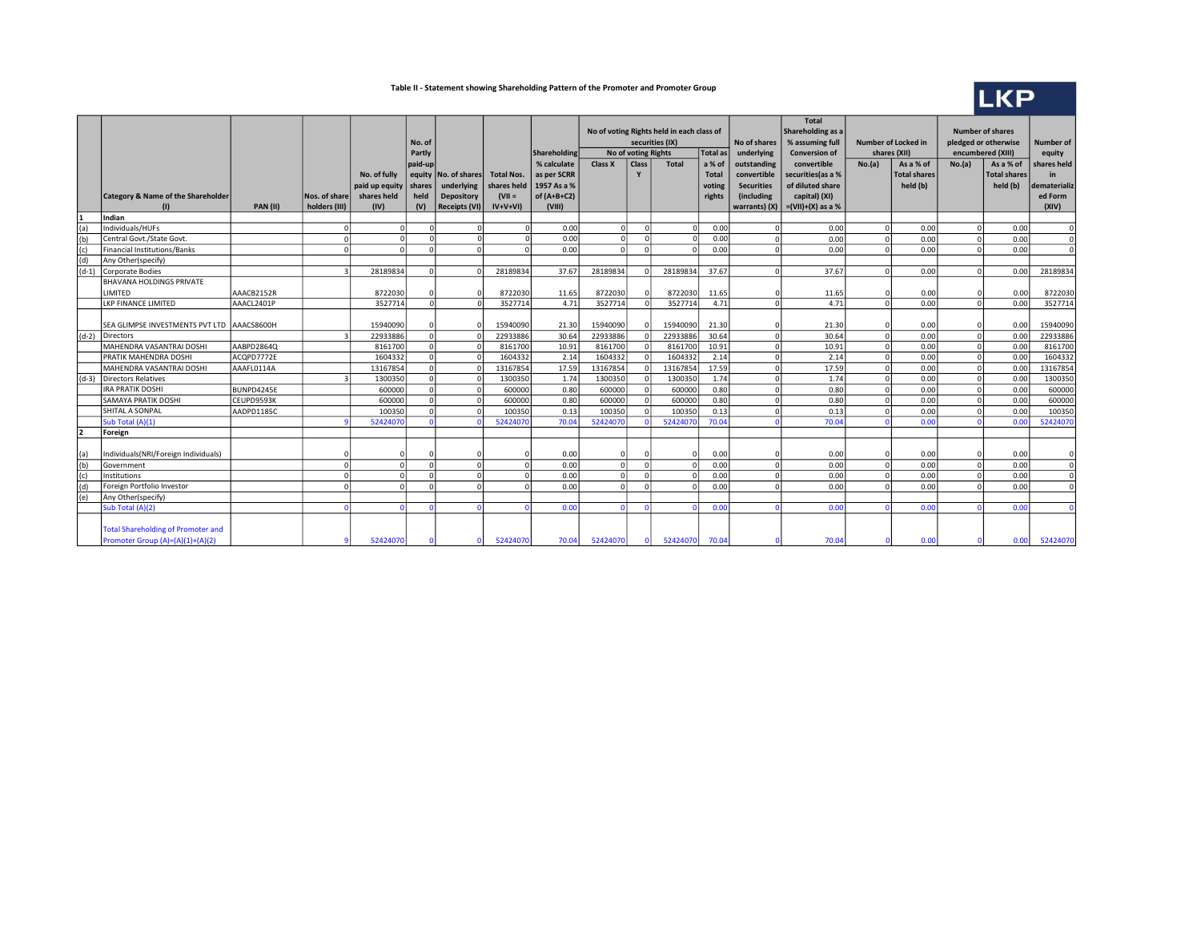### Table II - Statement showing Shareholding Pattern of the Promoter and Promoter Group

LKP

| | Category & Name of the Shareholder (I) | PAN (II) | Nos. of share holders (III) | No. of fully paid up equity shares held (IV) | No. of Partly paid-up equity shares held (V) | No. of shares underlying Depository Receipts (VI) | Total Nos. shares held (VII = IV+V+VI) | Shareholding % calculate as per SCRR 1957 As a % of (A+B+C2) (VIII) | No of voting Rights held in each class of securities (IX) | | | | No of shares underlying outstanding convertible Securities (including warrants) (X) | Total Shareholding as a % assuming full Conversion of convertible securities(as a % of diluted share capital) (XI) =(VII)+(X) as a % | Number of Locked in shares (XII) | | Number of shares pledged or otherwise encumbered (XIII) | | Number of equity shares held in dematerialized Form (XIV) |
|---|---|---|---|---|---|---|---|---|---|---|---|---|---|---|---|---|---|---|---|
| | | | | | | | | | No of voting Rights | | | Total as a % of Total voting rights | | | No.(a) | As a % of Total shares held (b) | No.(a) | As a % of Total shares held (b) | |
| | | | | | | | | | Class X | Class Y | Total | | | | | | | | |
| 1 | Indian | | | | | | | | | | | | | | | | | | |
| (a) | Individuals/HUFs | | 0 | 0 | 0 | 0 | 0 | 0.00 | 0 | 0 | 0 | 0.00 | 0 | 0.00 | 0 | 0.00 | 0 | 0.00 | 0 |
| (b) | Central Govt./State Govt. | | 0 | 0 | 0 | 0 | 0 | 0.00 | 0 | 0 | 0 | 0.00 | 0 | 0.00 | 0 | 0.00 | 0 | 0.00 | 0 |
| (c) | Financial Institutions/Banks | | 0 | 0 | 0 | 0 | 0 | 0.00 | 0 | 0 | 0 | 0.00 | 0 | 0.00 | 0 | 0.00 | 0 | 0.00 | 0 |
| (d) | Any Other(specify) | | | | | | | | | | | | | | | | | | |
| (d-1) | Corporate Bodies | | 3 | 28189834 | 0 | 0 | 28189834 | 37.67 | 28189834 | 0 | 28189834 | 37.67 | 0 | 37.67 | 0 | 0.00 | 0 | 0.00 | 28189834 |
| | BHAVANA HOLDINGS PRIVATE LIMITED | AAACB2152R | | 8722030 | 0 | 0 | 8722030 | 11.65 | 8722030 | 0 | 8722030 | 11.65 | 0 | 11.65 | 0 | 0.00 | 0 | 0.00 | 8722030 |
| | LKP FINANCE LIMITED | AAACL2401P | | 3527714 | 0 | 0 | 3527714 | 4.71 | 3527714 | 0 | 3527714 | 4.71 | 0 | 4.71 | 0 | 0.00 | 0 | 0.00 | 3527714 |
| | SEA GLIMPSE INVESTMENTS PVT LTD | AAACS8600H | | 15940090 | 0 | 0 | 15940090 | 21.30 | 15940090 | 0 | 15940090 | 21.30 | 0 | 21.30 | 0 | 0.00 | 0 | 0.00 | 15940090 |
| (d-2) | Directors | | 3 | 22933886 | 0 | 0 | 22933886 | 30.64 | 22933886 | 0 | 22933886 | 30.64 | 0 | 30.64 | 0 | 0.00 | 0 | 0.00 | 22933886 |
| | MAHENDRA VASANTRAI DOSHI | AABPD2864Q | | 8161700 | 0 | 0 | 8161700 | 10.91 | 8161700 | 0 | 8161700 | 10.91 | 0 | 10.91 | 0 | 0.00 | 0 | 0.00 | 8161700 |
| | PRATIK MAHENDRA DOSHI | ACQPD7772E | | 1604332 | 0 | 0 | 1604332 | 2.14 | 1604332 | 0 | 1604332 | 2.14 | 0 | 2.14 | 0 | 0.00 | 0 | 0.00 | 1604332 |
| | MAHENDRA VASANTRAI DOSHI | AAAFL0114A | | 13167854 | 0 | 0 | 13167854 | 17.59 | 13167854 | 0 | 13167854 | 17.59 | 0 | 17.59 | 0 | 0.00 | 0 | 0.00 | 13167854 |
| (d-3) | Directors Relatives | | 3 | 1300350 | 0 | 0 | 1300350 | 1.74 | 1300350 | 0 | 1300350 | 1.74 | 0 | 1.74 | 0 | 0.00 | 0 | 0.00 | 1300350 |
| | IRA PRATIK DOSHI | BUNPD4245E | | 600000 | 0 | 0 | 600000 | 0.80 | 600000 | 0 | 600000 | 0.80 | 0 | 0.80 | 0 | 0.00 | 0 | 0.00 | 600000 |
| | SAMAYA PRATIK DOSHI | CEUPD9593K | | 600000 | 0 | 0 | 600000 | 0.80 | 600000 | 0 | 600000 | 0.80 | 0 | 0.80 | 0 | 0.00 | 0 | 0.00 | 600000 |
| | SHITAL A SONPAL | AADPD1185C | | 100350 | 0 | 0 | 100350 | 0.13 | 100350 | 0 | 100350 | 0.13 | 0 | 0.13 | 0 | 0.00 | 0 | 0.00 | 100350 |
| | Sub Total (A)(1) | | 9 | 52424070 | 0 | 0 | 52424070 | 70.04 | 52424070 | 0 | 52424070 | 70.04 | 0 | 70.04 | 0 | 0.00 | 0 | 0.00 | 52424070 |
| 2 | Foreign | | | | | | | | | | | | | | | | | | |
| (a) | Individuals(NRI/Foreign Individuals) | | 0 | 0 | 0 | 0 | 0 | 0.00 | 0 | 0 | 0 | 0.00 | 0 | 0.00 | 0 | 0.00 | 0 | 0.00 | 0 |
| (b) | Government | | 0 | 0 | 0 | 0 | 0 | 0.00 | 0 | 0 | 0 | 0.00 | 0 | 0.00 | 0 | 0.00 | 0 | 0.00 | 0 |
| (c) | Institutions | | 0 | 0 | 0 | 0 | 0 | 0.00 | 0 | 0 | 0 | 0.00 | 0 | 0.00 | 0 | 0.00 | 0 | 0.00 | 0 |
| (d) | Foreign Portfolio Investor | | 0 | 0 | 0 | 0 | 0 | 0.00 | 0 | 0 | 0 | 0.00 | 0 | 0.00 | 0 | 0.00 | 0 | 0.00 | 0 |
| (e) | Any Other(specify) | | | | | | | | | | | | | | | | | | |
| | Sub Total (A)(2) | | 0 | 0 | 0 | 0 | 0 | 0.00 | 0 | 0 | 0 | 0.00 | 0 | 0.00 | 0 | 0.00 | 0 | 0.00 | 0 |
| | Total Shareholding of Promoter and Promoter Group (A)=(A)(1)+(A)(2) | | 9 | 52424070 | 0 | 0 | 52424070 | 70.04 | 52424070 | 0 | 52424070 | 70.04 | 0 | 70.04 | 0 | 0.00 | 0 | 0.00 | 52424070 |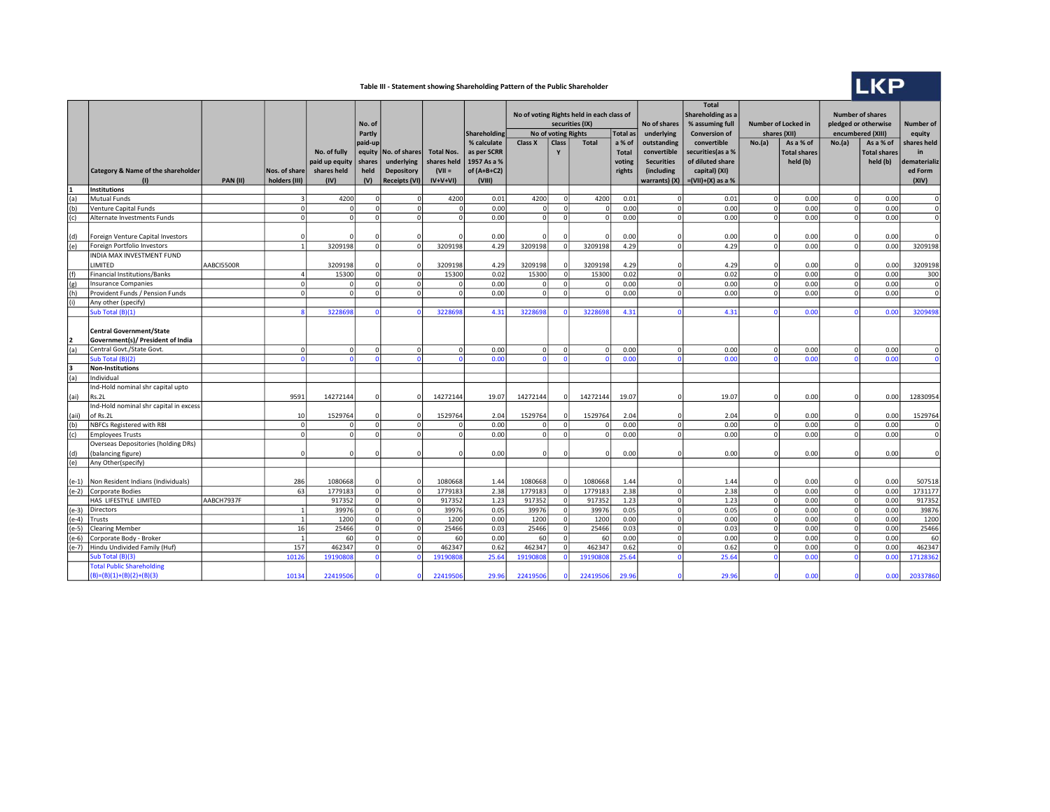LKP

## Table III - Statement showing Shareholding Pattern of the Public Shareholder

| | Category & Name of the shareholder (I) | PAN (II) | Nos. of share holders (III) | No. of fully paid up equity shares held (IV) | No. of Partly paid-up equity shares held (V) | No. of shares underlying Depository Receipts (VI) | Total Nos. shares held (VII = IV+V+VI) | Shareholding % calculate as per SCRR 1957 As a % of (A+B+C2) (VIII) | No of voting Rights held in each class of securities (IX) | | | | No of shares underlying outstanding convertible Securities (including warrants) (X) | Total Shareholding as a % assuming full Conversion of convertible securities(as a % of diluted share capital) (XI) =(VII)+(X) as a % | Number of Locked in shares (XII) | | Number of shares pledged or otherwise encumbered (XIII) | | Number of equity shares held in dematerialized Form (XIV) |
|---|---|---|---|---|---|---|---|---|---|---|---|---|---|---|---|---|---|---|---|
| | | | | | | | | | No of voting Rights | | | Total as a % of Total voting rights | | | No.(a) | As a % of Total shares held (b) | No.(a) | As a % of Total shares held (b) | |
| | | | | | | | | | Class X | Class Y | Total | | | | | | | | |
| 1 | Institutions | | | | | | | | | | | | | | | | | | |
| (a) | Mutual Funds | | 3 | 4200 | 0 | 0 | 4200 | 0.01 | 4200 | 0 | 4200 | 0.01 | 0 | 0.01 | 0 | 0.00 | 0 | 0.00 | 0 |
| (b) | Venture Capital Funds | | 0 | 0 | 0 | 0 | 0 | 0.00 | 0 | 0 | 0 | 0.00 | 0 | 0.00 | 0 | 0.00 | 0 | 0.00 | 0 |
| (c) | Alternate Investments Funds | | 0 | 0 | 0 | 0 | 0 | 0.00 | 0 | 0 | 0 | 0.00 | 0 | 0.00 | 0 | 0.00 | 0 | 0.00 | 0 |
| (d) | Foreign Venture Capital Investors | | 0 | 0 | 0 | 0 | 0 | 0.00 | 0 | 0 | 0 | 0.00 | 0 | 0.00 | 0 | 0.00 | 0 | 0.00 | 0 |
| (e) | Foreign Portfolio Investors | | 1 | 3209198 | 0 | 0 | 3209198 | 4.29 | 3209198 | 0 | 3209198 | 4.29 | 0 | 4.29 | 0 | 0.00 | 0 | 0.00 | 3209198 |
| | INDIA MAX INVESTMENT FUND LIMITED | AABCI5500R | | 3209198 | 0 | 0 | 3209198 | 4.29 | 3209198 | 0 | 3209198 | 4.29 | 0 | 4.29 | 0 | 0.00 | 0 | 0.00 | 3209198 |
| (f) | Financial Institutions/Banks | | 4 | 15300 | 0 | 0 | 15300 | 0.02 | 15300 | 0 | 15300 | 0.02 | 0 | 0.02 | 0 | 0.00 | 0 | 0.00 | 300 |
| (g) | Insurance Companies | | 0 | 0 | 0 | 0 | 0 | 0.00 | 0 | 0 | 0 | 0.00 | 0 | 0.00 | 0 | 0.00 | 0 | 0.00 | 0 |
| (h) | Provident Funds / Pension Funds | | 0 | 0 | 0 | 0 | 0 | 0.00 | 0 | 0 | 0 | 0.00 | 0 | 0.00 | 0 | 0.00 | 0 | 0.00 | 0 |
| (i) | Any other (specify) | | | | | | | | | | | | | | | | | | |
| | Sub Total (B)(1) | | 8 | 3228698 | 0 | 0 | 3228698 | 4.31 | 3228698 | 0 | 3228698 | 4.31 | 0 | 4.31 | 0 | 0.00 | 0 | 0.00 | 3209498 |
| 2 | Central Government/State Government(s)/ President of India | | | | | | | | | | | | | | | | | | |
| (a) | Central Govt./State Govt. | | 0 | 0 | 0 | 0 | 0 | 0.00 | 0 | 0 | 0 | 0.00 | 0 | 0.00 | 0 | 0.00 | 0 | 0.00 | 0 |
| | Sub Total (B)(2) | | 0 | 0 | 0 | 0 | 0 | 0.00 | 0 | 0 | 0 | 0.00 | 0 | 0.00 | 0 | 0.00 | 0 | 0.00 | 0 |
| 3 | Non-Institutions | | | | | | | | | | | | | | | | | | |
| (a) | Individual | | | | | | | | | | | | | | | | | | |
| (ai) | Ind-Hold nominal shr capital upto Rs.2L | | 9591 | 14272144 | 0 | 0 | 14272144 | 19.07 | 14272144 | 0 | 14272144 | 19.07 | 0 | 19.07 | 0 | 0.00 | 0 | 0.00 | 12830954 |
| (aii) | Ind-Hold nominal shr capital in excess of Rs.2L | | 10 | 1529764 | 0 | 0 | 1529764 | 2.04 | 1529764 | 0 | 1529764 | 2.04 | 0 | 2.04 | 0 | 0.00 | 0 | 0.00 | 1529764 |
| (b) | NBFCs Registered with RBI | | 0 | 0 | 0 | 0 | 0 | 0.00 | 0 | 0 | 0 | 0.00 | 0 | 0.00 | 0 | 0.00 | 0 | 0.00 | 0 |
| (c) | Employees Trusts | | 0 | 0 | 0 | 0 | 0 | 0.00 | 0 | 0 | 0 | 0.00 | 0 | 0.00 | 0 | 0.00 | 0 | 0.00 | 0 |
| (d) | Overseas Depositories (holding DRs) (balancing figure) | | 0 | 0 | 0 | 0 | 0 | 0.00 | 0 | 0 | 0 | 0.00 | 0 | 0.00 | 0 | 0.00 | 0 | 0.00 | 0 |
| (e) | Any Other(specify) | | | | | | | | | | | | | | | | | | |
| (e-1) | Non Resident Indians (Individuals) | | 286 | 1080668 | 0 | 0 | 1080668 | 1.44 | 1080668 | 0 | 1080668 | 1.44 | 0 | 1.44 | 0 | 0.00 | 0 | 0.00 | 507518 |
| (e-2) | Corporate Bodies | | 63 | 1779183 | 0 | 0 | 1779183 | 2.38 | 1779183 | 0 | 1779183 | 2.38 | 0 | 2.38 | 0 | 0.00 | 0 | 0.00 | 1731177 |
| | HAS LIFESTYLE LIMITED | AABCH7937F | | 917352 | 0 | 0 | 917352 | 1.23 | 917352 | 0 | 917352 | 1.23 | 0 | 1.23 | 0 | 0.00 | 0 | 0.00 | 917352 |
| (e-3) | Directors | | 1 | 39976 | 0 | 0 | 39976 | 0.05 | 39976 | 0 | 39976 | 0.05 | 0 | 0.05 | 0 | 0.00 | 0 | 0.00 | 39876 |
| (e-4) | Trusts | | 1 | 1200 | 0 | 0 | 1200 | 0.00 | 1200 | 0 | 1200 | 0.00 | 0 | 0.00 | 0 | 0.00 | 0 | 0.00 | 1200 |
| (e-5) | Clearing Member | | 16 | 25466 | 0 | 0 | 25466 | 0.03 | 25466 | 0 | 25466 | 0.03 | 0 | 0.03 | 0 | 0.00 | 0 | 0.00 | 25466 |
| (e-6) | Corporate Body - Broker | | 1 | 60 | 0 | 0 | 60 | 0.00 | 60 | 0 | 60 | 0.00 | 0 | 0.00 | 0 | 0.00 | 0 | 0.00 | 60 |
| (e-7) | Hindu Undivided Family (Huf) | | 157 | 462347 | 0 | 0 | 462347 | 0.62 | 462347 | 0 | 462347 | 0.62 | 0 | 0.62 | 0 | 0.00 | 0 | 0.00 | 462347 |
| | Sub Total (B)(3) | | 10126 | 19190808 | 0 | 0 | 19190808 | 25.64 | 19190808 | 0 | 19190808 | 25.64 | 0 | 25.64 | 0 | 0.00 | 0 | 0.00 | 17128362 |
| | Total Public Shareholding (B)=(B)(1)+(B)(2)+(B)(3) | | 10134 | 22419506 | 0 | 0 | 22419506 | 29.96 | 22419506 | 0 | 22419506 | 29.96 | 0 | 29.96 | 0 | 0.00 | 0 | 0.00 | 20337860 |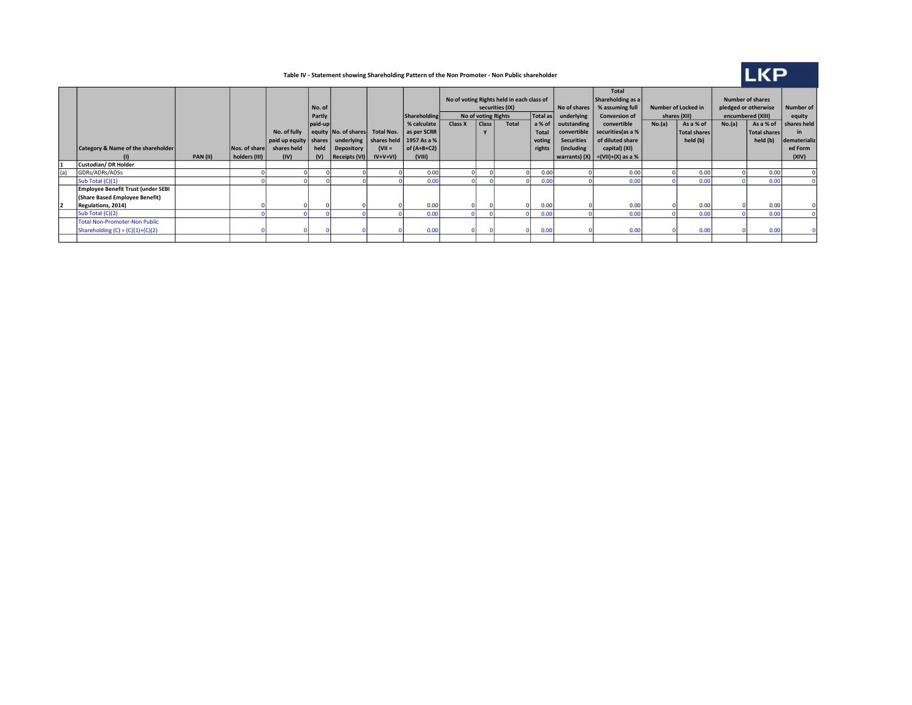**Table IV - Statement showing Shareholding Pattern of the Non Promoter - Non Public shareholder**

LKP

| | Category & Name of the shareholder (I) | PAN (II) | Nos. of share holders (III) | No. of fully paid up equity shares held (IV) | No. of Partly paid-up equity shares held (V) | No. of shares underlying Depository Receipts (VI) | Total Nos. shares held (VII = IV+V+VI) | Shareholding % calculate as per SCRR 1957 As a % of (A+B+C2) (VIII) | No of voting Rights held in each class of securities (IX) - No of voting Rights - Class X | Class Y | Total | Total as a % of Total voting rights | No of shares underlying outstanding convertible Securities (including warrants) (X) | Total Shareholding as a % assuming full Conversion of convertible securities(as a % of diluted share capital) (XI) =(VII)+(X) as a % | Number of Locked in shares (XII) No.(a) | As a % of Total shares held (b) | Number of shares pledged or otherwise encumbered (XIII) No.(a) | As a % of Total shares held (b) | Number of equity shares held in dematerialized Form (XIV) |
|---|---|---|---|---|---|---|---|---|---|---|---|---|---|---|---|---|---|---|---|
| 1 | **Custodian/ DR Holder** | | | | | | | | | | | | | | | | | | |
| (a) | GDRs/ADRs/ADSs | | 0 | 0 | 0 | 0 | 0 | 0.00 | 0 | 0 | 0 | 0.00 | 0 | 0.00 | 0 | 0.00 | 0 | 0.00 | 0 |
| | Sub Total (C)(1) | | 0 | 0 | 0 | 0 | 0 | 0.00 | 0 | 0 | 0 | 0.00 | 0 | 0.00 | 0 | 0.00 | 0 | 0.00 | 0 |
| 2 | **Employee Benefit Trust (under SEBI (Share Based Employee Benefit) Regulations, 2014)** | | 0 | 0 | 0 | 0 | 0 | 0.00 | 0 | 0 | 0 | 0.00 | 0 | 0.00 | 0 | 0.00 | 0 | 0.00 | 0 |
| | Sub Total (C)(2) | | 0 | 0 | 0 | 0 | 0 | 0.00 | 0 | 0 | 0 | 0.00 | 0 | 0.00 | 0 | 0.00 | 0 | 0.00 | 0 |
| | Total Non-Promoter-Non Public Shareholding (C) = (C)(1)+(C)(2) | | 0 | 0 | 0 | 0 | 0 | 0.00 | 0 | 0 | 0 | 0.00 | 0 | 0.00 | 0 | 0.00 | 0 | 0.00 | 0 |